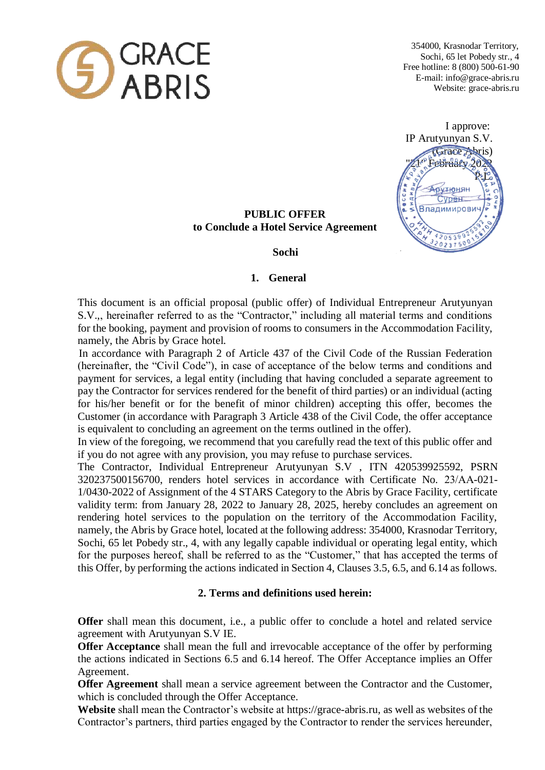GRACE ABRIS

354000, Krasnodar Territory,
Sochi, 65 let Pobedy str., 4
Free hotline: 8 (800) 500-61-90
E-mail: info@grace-abris.ru
Website: grace-abris.ru

I approve:
IP Arutyunyan S.V.
(Grace Abris)
"21" February 2022
P.I.

# PUBLIC OFFER
## to Conclude a Hotel Service Agreement

**Sochi**

## 1. General

This document is an official proposal (public offer) of Individual Entrepreneur Arutyunyan S.V.,, hereinafter referred to as the "Contractor," including all material terms and conditions for the booking, payment and provision of rooms to consumers in the Accommodation Facility, namely, the Abris by Grace hotel.

In accordance with Paragraph 2 of Article 437 of the Civil Code of the Russian Federation (hereinafter, the "Civil Code"), in case of acceptance of the below terms and conditions and payment for services, a legal entity (including that having concluded a separate agreement to pay the Contractor for services rendered for the benefit of third parties) or an individual (acting for his/her benefit or for the benefit of minor children) accepting this offer, becomes the Customer (in accordance with Paragraph 3 Article 438 of the Civil Code, the offer acceptance is equivalent to concluding an agreement on the terms outlined in the offer).

In view of the foregoing, we recommend that you carefully read the text of this public offer and if you do not agree with any provision, you may refuse to purchase services.

The Contractor, Individual Entrepreneur Arutyunyan S.V , ITN 420539925592, PSRN 320237500156700, renders hotel services in accordance with Certificate No. 23/AA-021-1/0430-2022 of Assignment of the 4 STARS Category to the Abris by Grace Facility, certificate validity term: from January 28, 2022 to January 28, 2025, hereby concludes an agreement on rendering hotel services to the population on the territory of the Accommodation Facility, namely, the Abris by Grace hotel, located at the following address: 354000, Krasnodar Territory, Sochi, 65 let Pobedy str., 4, with any legally capable individual or operating legal entity, which for the purposes hereof, shall be referred to as the "Customer," that has accepted the terms of this Offer, by performing the actions indicated in Section 4, Clauses 3.5, 6.5, and 6.14 as follows.

## 2. Terms and definitions used herein:

**Offer** shall mean this document, i.e., a public offer to conclude a hotel and related service agreement with Arutyunyan S.V IE.

**Offer Acceptance** shall mean the full and irrevocable acceptance of the offer by performing the actions indicated in Sections 6.5 and 6.14 hereof. The Offer Acceptance implies an Offer Agreement.

**Offer Agreement** shall mean a service agreement between the Contractor and the Customer, which is concluded through the Offer Acceptance.

**Website** shall mean the Contractor's website at https://grace-abris.ru, as well as websites of the Contractor's partners, third parties engaged by the Contractor to render the services hereunder,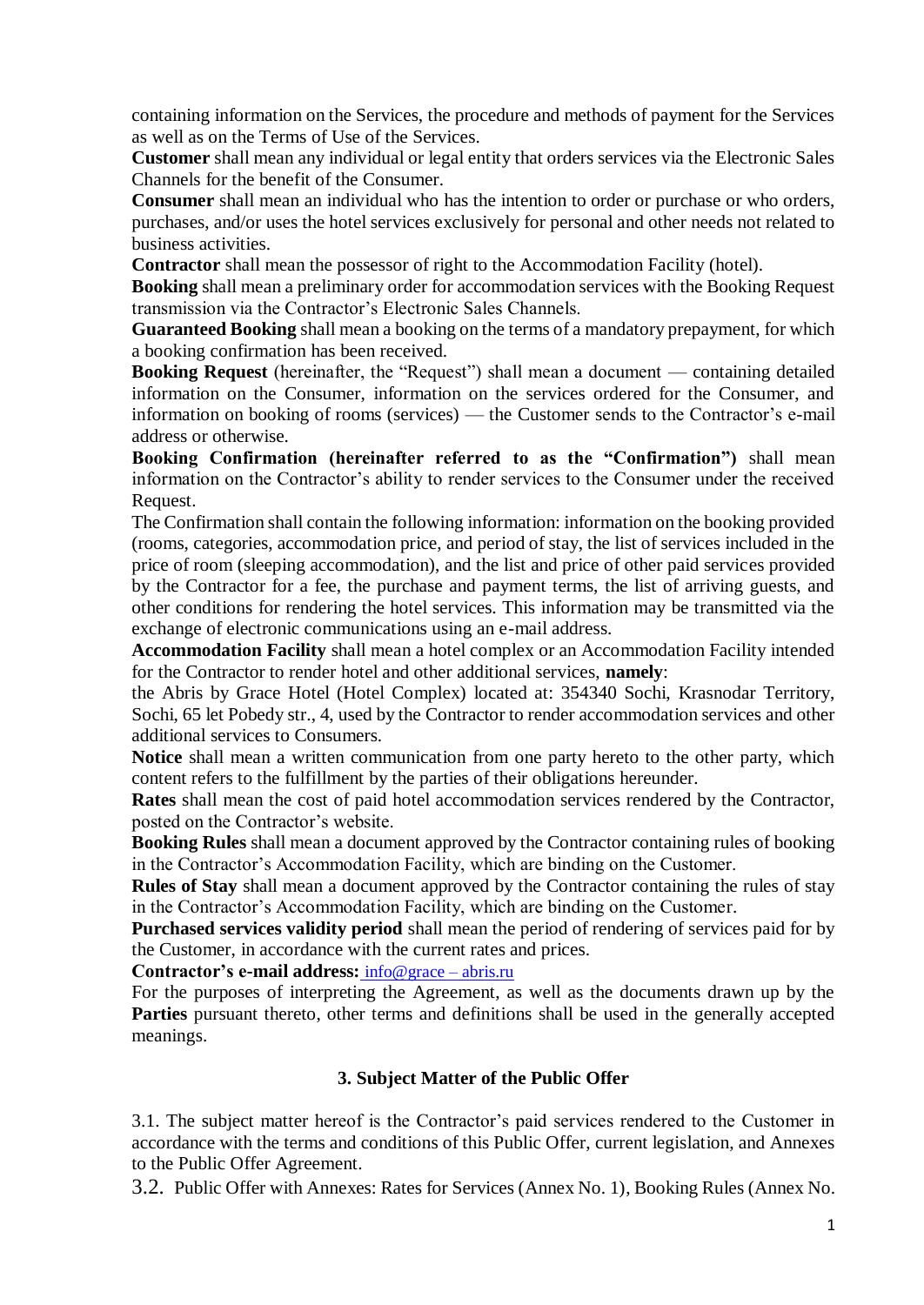containing information on the Services, the procedure and methods of payment for the Services as well as on the Terms of Use of the Services.

**Customer** shall mean any individual or legal entity that orders services via the Electronic Sales Channels for the benefit of the Consumer.

**Consumer** shall mean an individual who has the intention to order or purchase or who orders, purchases, and/or uses the hotel services exclusively for personal and other needs not related to business activities.

**Contractor** shall mean the possessor of right to the Accommodation Facility (hotel).

**Booking** shall mean a preliminary order for accommodation services with the Booking Request transmission via the Contractor's Electronic Sales Channels.

**Guaranteed Booking** shall mean a booking on the terms of a mandatory prepayment, for which a booking confirmation has been received.

**Booking Request** (hereinafter, the "Request") shall mean a document — containing detailed information on the Consumer, information on the services ordered for the Consumer, and information on booking of rooms (services) — the Customer sends to the Contractor's e-mail address or otherwise.

**Booking Confirmation (hereinafter referred to as the "Confirmation")** shall mean information on the Contractor's ability to render services to the Consumer under the received Request.

The Confirmation shall contain the following information: information on the booking provided (rooms, categories, accommodation price, and period of stay, the list of services included in the price of room (sleeping accommodation), and the list and price of other paid services provided by the Contractor for a fee, the purchase and payment terms, the list of arriving guests, and other conditions for rendering the hotel services. This information may be transmitted via the exchange of electronic communications using an e-mail address.

**Accommodation Facility** shall mean a hotel complex or an Accommodation Facility intended for the Contractor to render hotel and other additional services, **namely**:

the Abris by Grace Hotel (Hotel Complex) located at: 354340 Sochi, Krasnodar Territory, Sochi, 65 let Pobedy str., 4, used by the Contractor to render accommodation services and other additional services to Consumers.

**Notice** shall mean a written communication from one party hereto to the other party, which content refers to the fulfillment by the parties of their obligations hereunder.

**Rates** shall mean the cost of paid hotel accommodation services rendered by the Contractor, posted on the Contractor's website.

**Booking Rules** shall mean a document approved by the Contractor containing rules of booking in the Contractor's Accommodation Facility, which are binding on the Customer.

**Rules of Stay** shall mean a document approved by the Contractor containing the rules of stay in the Contractor's Accommodation Facility, which are binding on the Customer.

**Purchased services validity period** shall mean the period of rendering of services paid for by the Customer, in accordance with the current rates and prices.

**Contractor's e-mail address:** info@grace – abris.ru

For the purposes of interpreting the Agreement, as well as the documents drawn up by the **Parties** pursuant thereto, other terms and definitions shall be used in the generally accepted meanings.

## 3. Subject Matter of the Public Offer

3.1. The subject matter hereof is the Contractor's paid services rendered to the Customer in accordance with the terms and conditions of this Public Offer, current legislation, and Annexes to the Public Offer Agreement.

3.2. Public Offer with Annexes: Rates for Services (Annex No. 1), Booking Rules (Annex No.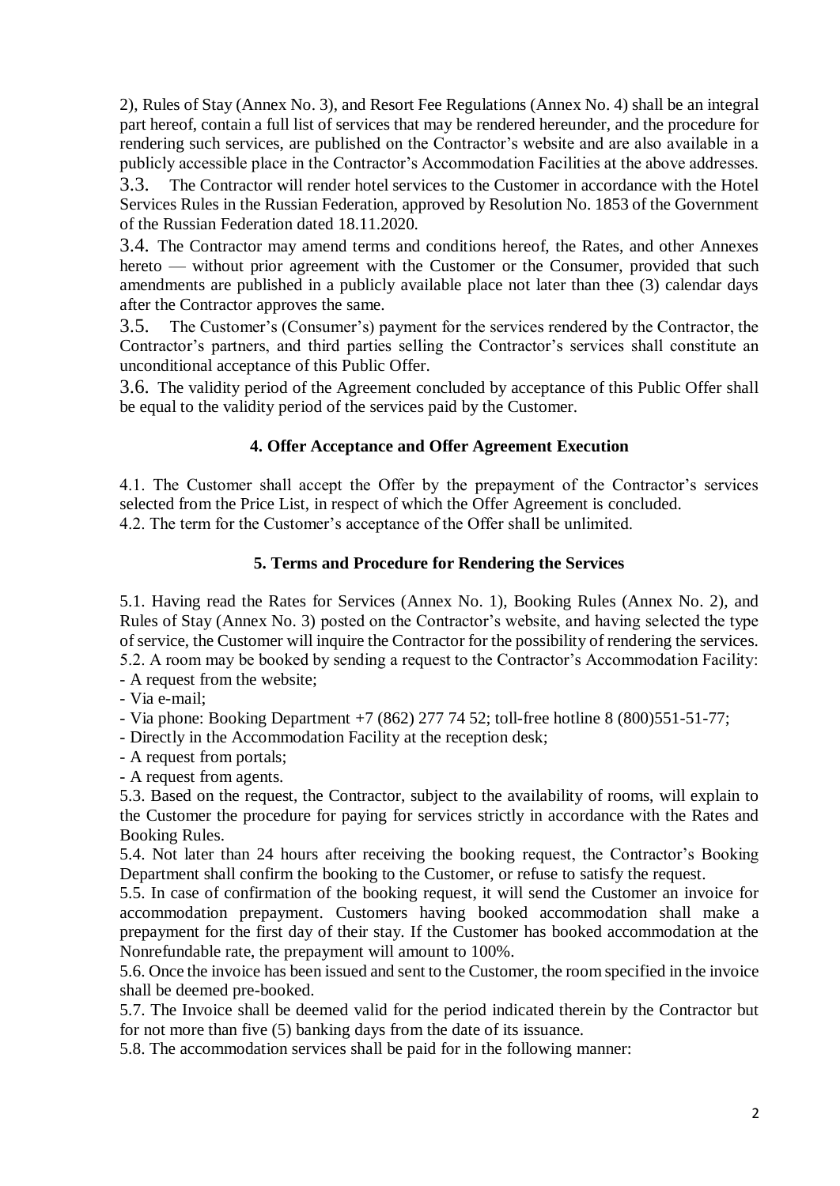2), Rules of Stay (Annex No. 3), and Resort Fee Regulations (Annex No. 4) shall be an integral part hereof, contain a full list of services that may be rendered hereunder, and the procedure for rendering such services, are published on the Contractor's website and are also available in a publicly accessible place in the Contractor's Accommodation Facilities at the above addresses.

3.3. The Contractor will render hotel services to the Customer in accordance with the Hotel Services Rules in the Russian Federation, approved by Resolution No. 1853 of the Government of the Russian Federation dated 18.11.2020.

3.4. The Contractor may amend terms and conditions hereof, the Rates, and other Annexes hereto — without prior agreement with the Customer or the Consumer, provided that such amendments are published in a publicly available place not later than thee (3) calendar days after the Contractor approves the same.

3.5. The Customer's (Consumer's) payment for the services rendered by the Contractor, the Contractor's partners, and third parties selling the Contractor's services shall constitute an unconditional acceptance of this Public Offer.

3.6. The validity period of the Agreement concluded by acceptance of this Public Offer shall be equal to the validity period of the services paid by the Customer.

## 4. Offer Acceptance and Offer Agreement Execution

4.1. The Customer shall accept the Offer by the prepayment of the Contractor's services selected from the Price List, in respect of which the Offer Agreement is concluded.

4.2. The term for the Customer's acceptance of the Offer shall be unlimited.

## 5. Terms and Procedure for Rendering the Services

5.1. Having read the Rates for Services (Annex No. 1), Booking Rules (Annex No. 2), and Rules of Stay (Annex No. 3) posted on the Contractor's website, and having selected the type of service, the Customer will inquire the Contractor for the possibility of rendering the services.

5.2. A room may be booked by sending a request to the Contractor's Accommodation Facility:

- A request from the website;
- Via e-mail;
- Via phone: Booking Department +7 (862) 277 74 52; toll-free hotline 8 (800)551-51-77;
- Directly in the Accommodation Facility at the reception desk;
- A request from portals;
- A request from agents.

5.3. Based on the request, the Contractor, subject to the availability of rooms, will explain to the Customer the procedure for paying for services strictly in accordance with the Rates and Booking Rules.

5.4. Not later than 24 hours after receiving the booking request, the Contractor's Booking Department shall confirm the booking to the Customer, or refuse to satisfy the request.

5.5. In case of confirmation of the booking request, it will send the Customer an invoice for accommodation prepayment. Customers having booked accommodation shall make a prepayment for the first day of their stay. If the Customer has booked accommodation at the Nonrefundable rate, the prepayment will amount to 100%.

5.6. Once the invoice has been issued and sent to the Customer, the room specified in the invoice shall be deemed pre-booked.

5.7. The Invoice shall be deemed valid for the period indicated therein by the Contractor but for not more than five (5) banking days from the date of its issuance.

5.8. The accommodation services shall be paid for in the following manner: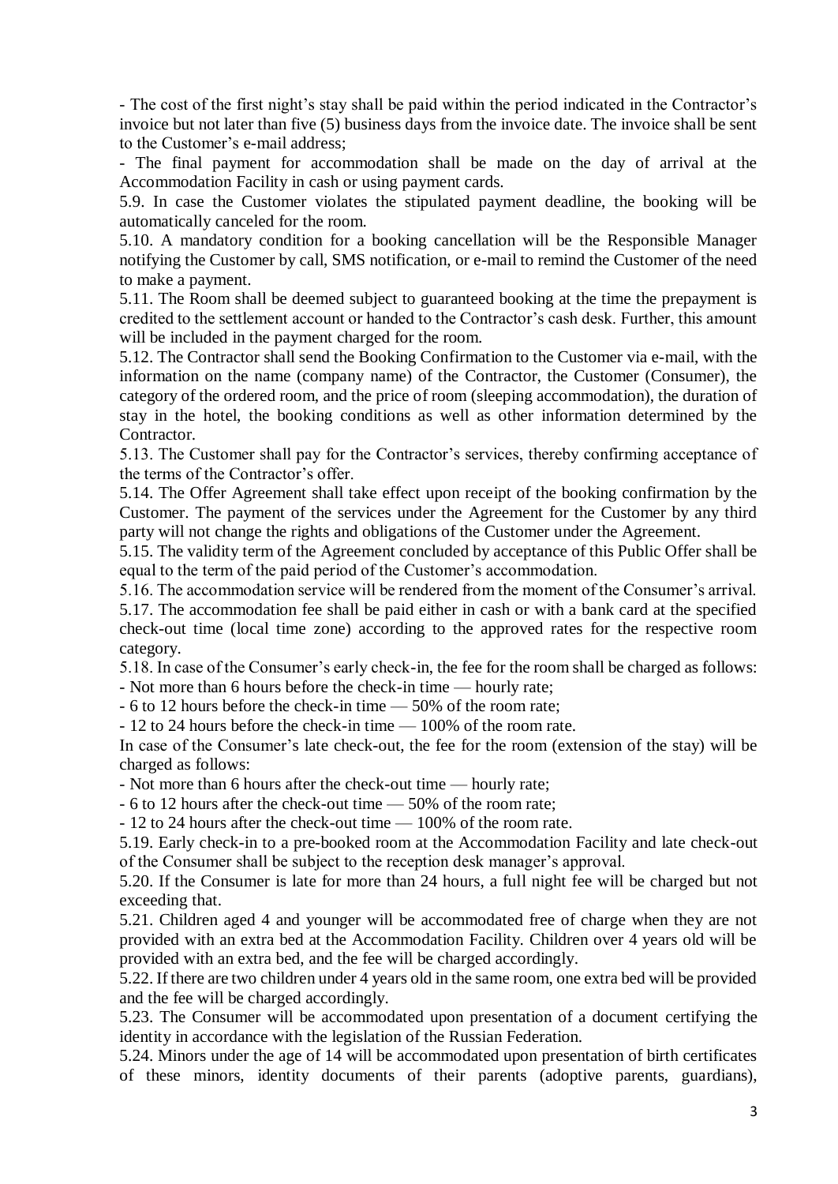- The cost of the first night's stay shall be paid within the period indicated in the Contractor's invoice but not later than five (5) business days from the invoice date. The invoice shall be sent to the Customer's e-mail address;

- The final payment for accommodation shall be made on the day of arrival at the Accommodation Facility in cash or using payment cards.

5.9. In case the Customer violates the stipulated payment deadline, the booking will be automatically canceled for the room.

5.10. A mandatory condition for a booking cancellation will be the Responsible Manager notifying the Customer by call, SMS notification, or e-mail to remind the Customer of the need to make a payment.

5.11. The Room shall be deemed subject to guaranteed booking at the time the prepayment is credited to the settlement account or handed to the Contractor's cash desk. Further, this amount will be included in the payment charged for the room.

5.12. The Contractor shall send the Booking Confirmation to the Customer via e-mail, with the information on the name (company name) of the Contractor, the Customer (Consumer), the category of the ordered room, and the price of room (sleeping accommodation), the duration of stay in the hotel, the booking conditions as well as other information determined by the Contractor.

5.13. The Customer shall pay for the Contractor's services, thereby confirming acceptance of the terms of the Contractor's offer.

5.14. The Offer Agreement shall take effect upon receipt of the booking confirmation by the Customer. The payment of the services under the Agreement for the Customer by any third party will not change the rights and obligations of the Customer under the Agreement.

5.15. The validity term of the Agreement concluded by acceptance of this Public Offer shall be equal to the term of the paid period of the Customer's accommodation.

5.16. The accommodation service will be rendered from the moment of the Consumer's arrival.

5.17. The accommodation fee shall be paid either in cash or with a bank card at the specified check-out time (local time zone) according to the approved rates for the respective room category.

5.18. In case of the Consumer's early check-in, the fee for the room shall be charged as follows:

- Not more than 6 hours before the check-in time — hourly rate;
- 6 to 12 hours before the check-in time — 50% of the room rate;
- 12 to 24 hours before the check-in time — 100% of the room rate.

In case of the Consumer's late check-out, the fee for the room (extension of the stay) will be charged as follows:

- Not more than 6 hours after the check-out time — hourly rate;
- 6 to 12 hours after the check-out time — 50% of the room rate;
- 12 to 24 hours after the check-out time — 100% of the room rate.

5.19. Early check-in to a pre-booked room at the Accommodation Facility and late check-out of the Consumer shall be subject to the reception desk manager's approval.

5.20. If the Consumer is late for more than 24 hours, a full night fee will be charged but not exceeding that.

5.21. Children aged 4 and younger will be accommodated free of charge when they are not provided with an extra bed at the Accommodation Facility. Children over 4 years old will be provided with an extra bed, and the fee will be charged accordingly.

5.22. If there are two children under 4 years old in the same room, one extra bed will be provided and the fee will be charged accordingly.

5.23. The Consumer will be accommodated upon presentation of a document certifying the identity in accordance with the legislation of the Russian Federation.

5.24. Minors under the age of 14 will be accommodated upon presentation of birth certificates of these minors, identity documents of their parents (adoptive parents, guardians),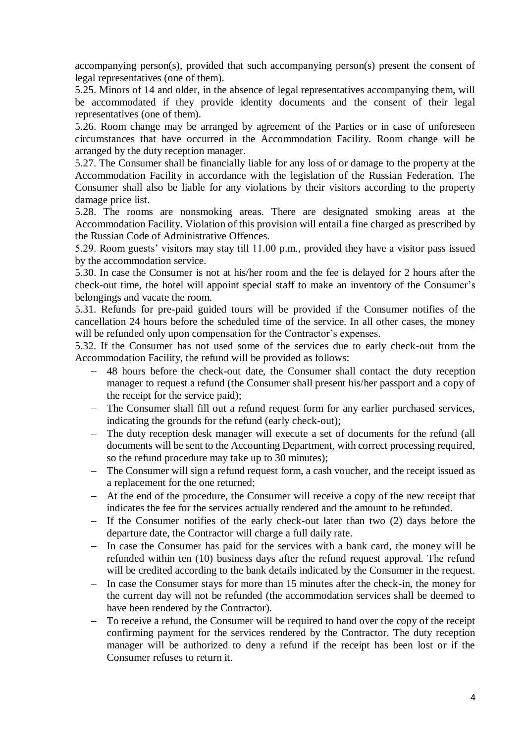accompanying person(s), provided that such accompanying person(s) present the consent of legal representatives (one of them).

5.25. Minors of 14 and older, in the absence of legal representatives accompanying them, will be accommodated if they provide identity documents and the consent of their legal representatives (one of them).

5.26. Room change may be arranged by agreement of the Parties or in case of unforeseen circumstances that have occurred in the Accommodation Facility. Room change will be arranged by the duty reception manager.

5.27. The Consumer shall be financially liable for any loss of or damage to the property at the Accommodation Facility in accordance with the legislation of the Russian Federation. The Consumer shall also be liable for any violations by their visitors according to the property damage price list.

5.28. The rooms are nonsmoking areas. There are designated smoking areas at the Accommodation Facility. Violation of this provision will entail a fine charged as prescribed by the Russian Code of Administrative Offences.

5.29. Room guests' visitors may stay till 11.00 p.m., provided they have a visitor pass issued by the accommodation service.

5.30. In case the Consumer is not at his/her room and the fee is delayed for 2 hours after the check-out time, the hotel will appoint special staff to make an inventory of the Consumer's belongings and vacate the room.

5.31. Refunds for pre-paid guided tours will be provided if the Consumer notifies of the cancellation 24 hours before the scheduled time of the service. In all other cases, the money will be refunded only upon compensation for the Contractor's expenses.

5.32. If the Consumer has not used some of the services due to early check-out from the Accommodation Facility, the refund will be provided as follows:

- 48 hours before the check-out date, the Consumer shall contact the duty reception manager to request a refund (the Consumer shall present his/her passport and a copy of the receipt for the service paid);
- The Consumer shall fill out a refund request form for any earlier purchased services, indicating the grounds for the refund (early check-out);
- The duty reception desk manager will execute a set of documents for the refund (all documents will be sent to the Accounting Department, with correct processing required, so the refund procedure may take up to 30 minutes);
- The Consumer will sign a refund request form, a cash voucher, and the receipt issued as a replacement for the one returned;
- At the end of the procedure, the Consumer will receive a copy of the new receipt that indicates the fee for the services actually rendered and the amount to be refunded.
- If the Consumer notifies of the early check-out later than two (2) days before the departure date, the Contractor will charge a full daily rate.
- In case the Consumer has paid for the services with a bank card, the money will be refunded within ten (10) business days after the refund request approval. The refund will be credited according to the bank details indicated by the Consumer in the request.
- In case the Consumer stays for more than 15 minutes after the check-in, the money for the current day will not be refunded (the accommodation services shall be deemed to have been rendered by the Contractor).
- To receive a refund, the Consumer will be required to hand over the copy of the receipt confirming payment for the services rendered by the Contractor. The duty reception manager will be authorized to deny a refund if the receipt has been lost or if the Consumer refuses to return it.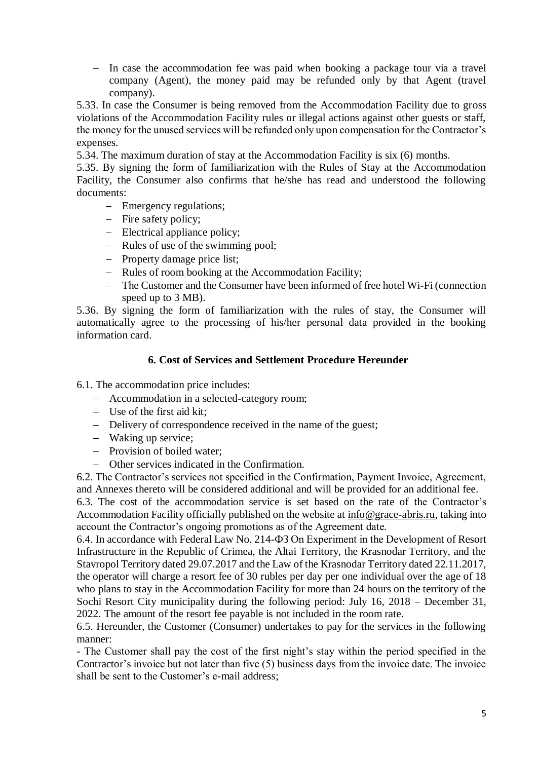- In case the accommodation fee was paid when booking a package tour via a travel company (Agent), the money paid may be refunded only by that Agent (travel company).

5.33. In case the Consumer is being removed from the Accommodation Facility due to gross violations of the Accommodation Facility rules or illegal actions against other guests or staff, the money for the unused services will be refunded only upon compensation for the Contractor's expenses.

5.34. The maximum duration of stay at the Accommodation Facility is six (6) months.

5.35. By signing the form of familiarization with the Rules of Stay at the Accommodation Facility, the Consumer also confirms that he/she has read and understood the following documents:

- Emergency regulations;
- Fire safety policy;
- Electrical appliance policy;
- Rules of use of the swimming pool;
- Property damage price list;
- Rules of room booking at the Accommodation Facility;
- The Customer and the Consumer have been informed of free hotel Wi-Fi (connection speed up to 3 MB).

5.36. By signing the form of familiarization with the rules of stay, the Consumer will automatically agree to the processing of his/her personal data provided in the booking information card.

## 6. Cost of Services and Settlement Procedure Hereunder

6.1. The accommodation price includes:

- Accommodation in a selected-category room;
- Use of the first aid kit;
- Delivery of correspondence received in the name of the guest;
- Waking up service;
- Provision of boiled water;
- Other services indicated in the Confirmation.

6.2. The Contractor's services not specified in the Confirmation, Payment Invoice, Agreement, and Annexes thereto will be considered additional and will be provided for an additional fee.

6.3. The cost of the accommodation service is set based on the rate of the Contractor's Accommodation Facility officially published on the website at info@grace-abris.ru, taking into account the Contractor's ongoing promotions as of the Agreement date.

6.4. In accordance with Federal Law No. 214-ФЗ On Experiment in the Development of Resort Infrastructure in the Republic of Crimea, the Altai Territory, the Krasnodar Territory, and the Stavropol Territory dated 29.07.2017 and the Law of the Krasnodar Territory dated 22.11.2017, the operator will charge a resort fee of 30 rubles per day per one individual over the age of 18 who plans to stay in the Accommodation Facility for more than 24 hours on the territory of the Sochi Resort City municipality during the following period: July 16, 2018 – December 31, 2022. The amount of the resort fee payable is not included in the room rate.

6.5. Hereunder, the Customer (Consumer) undertakes to pay for the services in the following manner:

- The Customer shall pay the cost of the first night's stay within the period specified in the Contractor's invoice but not later than five (5) business days from the invoice date. The invoice shall be sent to the Customer's e-mail address;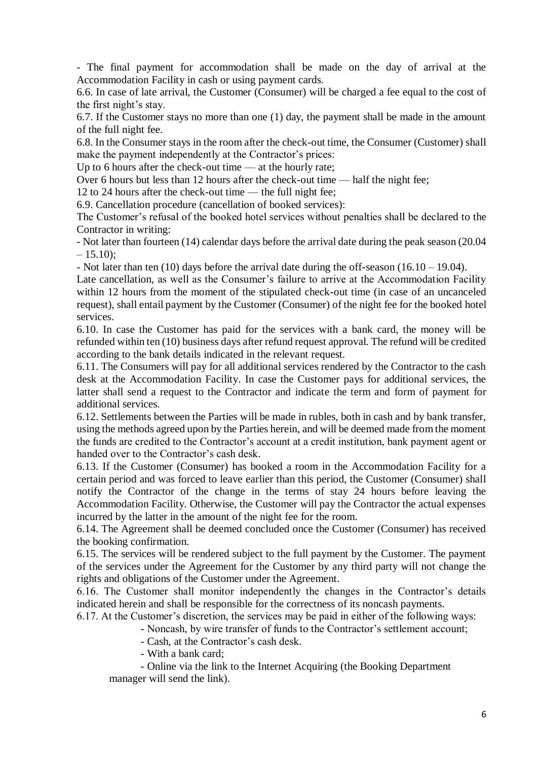- The final payment for accommodation shall be made on the day of arrival at the Accommodation Facility in cash or using payment cards.

6.6. In case of late arrival, the Customer (Consumer) will be charged a fee equal to the cost of the first night's stay.

6.7. If the Customer stays no more than one (1) day, the payment shall be made in the amount of the full night fee.

6.8. In the Consumer stays in the room after the check-out time, the Consumer (Customer) shall make the payment independently at the Contractor's prices:

Up to 6 hours after the check-out time — at the hourly rate;

Over 6 hours but less than 12 hours after the check-out time — half the night fee;

12 to 24 hours after the check-out time — the full night fee;

6.9. Cancellation procedure (cancellation of booked services):

The Customer's refusal of the booked hotel services without penalties shall be declared to the Contractor in writing:

- Not later than fourteen (14) calendar days before the arrival date during the peak season (20.04 – 15.10);
- Not later than ten (10) days before the arrival date during the off-season (16.10 – 19.04).

Late cancellation, as well as the Consumer's failure to arrive at the Accommodation Facility within 12 hours from the moment of the stipulated check-out time (in case of an uncanceled request), shall entail payment by the Customer (Consumer) of the night fee for the booked hotel services.

6.10. In case the Customer has paid for the services with a bank card, the money will be refunded within ten (10) business days after refund request approval. The refund will be credited according to the bank details indicated in the relevant request.

6.11. The Consumers will pay for all additional services rendered by the Contractor to the cash desk at the Accommodation Facility. In case the Customer pays for additional services, the latter shall send a request to the Contractor and indicate the term and form of payment for additional services.

6.12. Settlements between the Parties will be made in rubles, both in cash and by bank transfer, using the methods agreed upon by the Parties herein, and will be deemed made from the moment the funds are credited to the Contractor's account at a credit institution, bank payment agent or handed over to the Contractor's cash desk.

6.13. If the Customer (Consumer) has booked a room in the Accommodation Facility for a certain period and was forced to leave earlier than this period, the Customer (Consumer) shall notify the Contractor of the change in the terms of stay 24 hours before leaving the Accommodation Facility. Otherwise, the Customer will pay the Contractor the actual expenses incurred by the latter in the amount of the night fee for the room.

6.14. The Agreement shall be deemed concluded once the Customer (Consumer) has received the booking confirmation.

6.15. The services will be rendered subject to the full payment by the Customer. The payment of the services under the Agreement for the Customer by any third party will not change the rights and obligations of the Customer under the Agreement.

6.16. The Customer shall monitor independently the changes in the Contractor's details indicated herein and shall be responsible for the correctness of its noncash payments.

6.17. At the Customer's discretion, the services may be paid in either of the following ways:

- Noncash, by wire transfer of funds to the Contractor's settlement account;
- Cash, at the Contractor's cash desk.
- With a bank card;
- Online via the link to the Internet Acquiring (the Booking Department manager will send the link).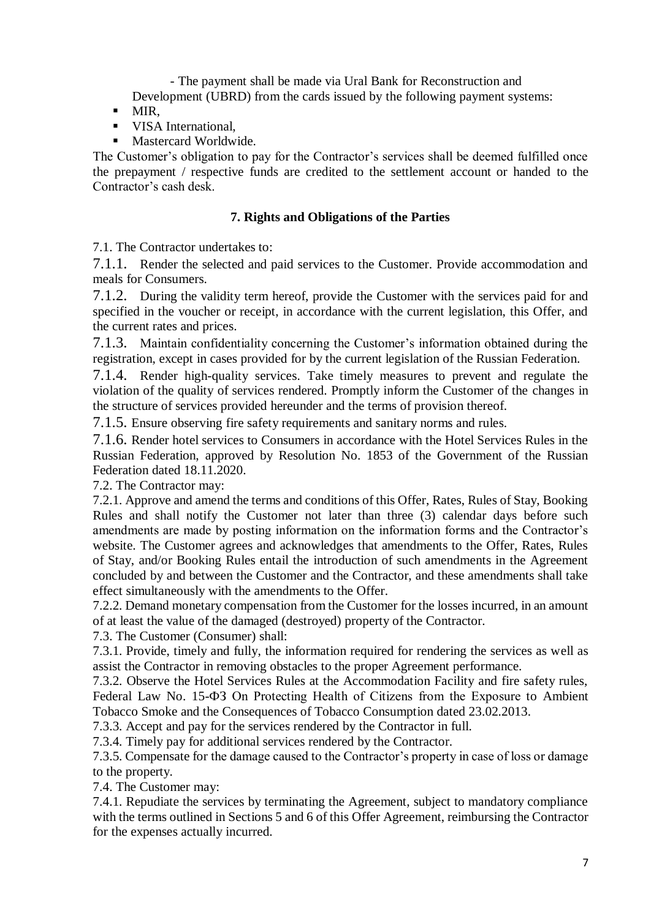- The payment shall be made via Ural Bank for Reconstruction and Development (UBRD) from the cards issued by the following payment systems:

- MIR,
- VISA International,
- Mastercard Worldwide.

The Customer's obligation to pay for the Contractor's services shall be deemed fulfilled once the prepayment / respective funds are credited to the settlement account or handed to the Contractor's cash desk.

## 7. Rights and Obligations of the Parties

7.1. The Contractor undertakes to:

7.1.1. Render the selected and paid services to the Customer. Provide accommodation and meals for Consumers.

7.1.2. During the validity term hereof, provide the Customer with the services paid for and specified in the voucher or receipt, in accordance with the current legislation, this Offer, and the current rates and prices.

7.1.3. Maintain confidentiality concerning the Customer's information obtained during the registration, except in cases provided for by the current legislation of the Russian Federation.

7.1.4. Render high-quality services. Take timely measures to prevent and regulate the violation of the quality of services rendered. Promptly inform the Customer of the changes in the structure of services provided hereunder and the terms of provision thereof.

7.1.5. Ensure observing fire safety requirements and sanitary norms and rules.

7.1.6. Render hotel services to Consumers in accordance with the Hotel Services Rules in the Russian Federation, approved by Resolution No. 1853 of the Government of the Russian Federation dated 18.11.2020.

7.2. The Contractor may:

7.2.1. Approve and amend the terms and conditions of this Offer, Rates, Rules of Stay, Booking Rules and shall notify the Customer not later than three (3) calendar days before such amendments are made by posting information on the information forms and the Contractor's website. The Customer agrees and acknowledges that amendments to the Offer, Rates, Rules of Stay, and/or Booking Rules entail the introduction of such amendments in the Agreement concluded by and between the Customer and the Contractor, and these amendments shall take effect simultaneously with the amendments to the Offer.

7.2.2. Demand monetary compensation from the Customer for the losses incurred, in an amount of at least the value of the damaged (destroyed) property of the Contractor.

7.3. The Customer (Consumer) shall:

7.3.1. Provide, timely and fully, the information required for rendering the services as well as assist the Contractor in removing obstacles to the proper Agreement performance.

7.3.2. Observe the Hotel Services Rules at the Accommodation Facility and fire safety rules, Federal Law No. 15-ФЗ On Protecting Health of Citizens from the Exposure to Ambient Tobacco Smoke and the Consequences of Tobacco Consumption dated 23.02.2013.

7.3.3. Accept and pay for the services rendered by the Contractor in full.

7.3.4. Timely pay for additional services rendered by the Contractor.

7.3.5. Compensate for the damage caused to the Contractor's property in case of loss or damage to the property.

7.4. The Customer may:

7.4.1. Repudiate the services by terminating the Agreement, subject to mandatory compliance with the terms outlined in Sections 5 and 6 of this Offer Agreement, reimbursing the Contractor for the expenses actually incurred.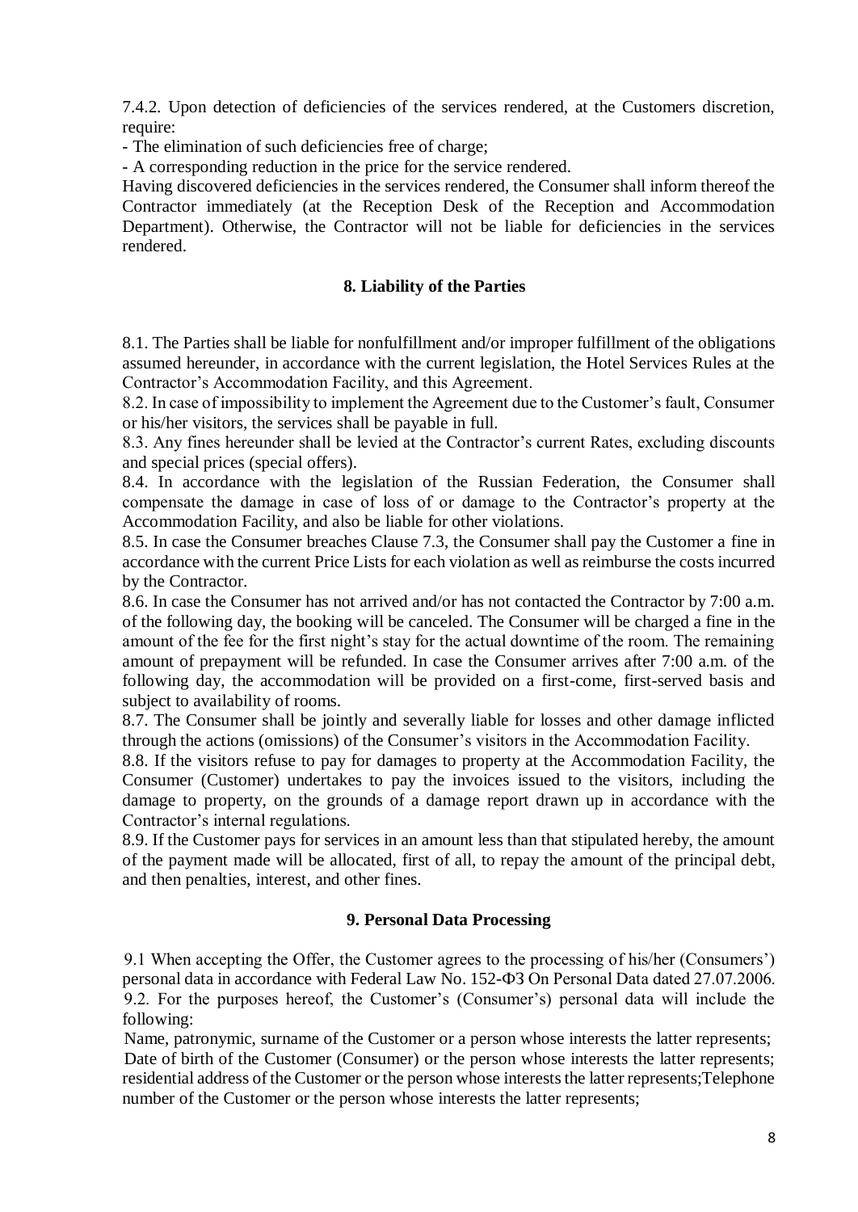7.4.2. Upon detection of deficiencies of the services rendered, at the Customers discretion, require:

- The elimination of such deficiencies free of charge;
- A corresponding reduction in the price for the service rendered.

Having discovered deficiencies in the services rendered, the Consumer shall inform thereof the Contractor immediately (at the Reception Desk of the Reception and Accommodation Department). Otherwise, the Contractor will not be liable for deficiencies in the services rendered.

## 8. Liability of the Parties

8.1. The Parties shall be liable for nonfulfillment and/or improper fulfillment of the obligations assumed hereunder, in accordance with the current legislation, the Hotel Services Rules at the Contractor's Accommodation Facility, and this Agreement.

8.2. In case of impossibility to implement the Agreement due to the Customer's fault, Consumer or his/her visitors, the services shall be payable in full.

8.3. Any fines hereunder shall be levied at the Contractor's current Rates, excluding discounts and special prices (special offers).

8.4. In accordance with the legislation of the Russian Federation, the Consumer shall compensate the damage in case of loss of or damage to the Contractor's property at the Accommodation Facility, and also be liable for other violations.

8.5. In case the Consumer breaches Clause 7.3, the Consumer shall pay the Customer a fine in accordance with the current Price Lists for each violation as well as reimburse the costs incurred by the Contractor.

8.6. In case the Consumer has not arrived and/or has not contacted the Contractor by 7:00 a.m. of the following day, the booking will be canceled. The Consumer will be charged a fine in the amount of the fee for the first night's stay for the actual downtime of the room. The remaining amount of prepayment will be refunded. In case the Consumer arrives after 7:00 a.m. of the following day, the accommodation will be provided on a first-come, first-served basis and subject to availability of rooms.

8.7. The Consumer shall be jointly and severally liable for losses and other damage inflicted through the actions (omissions) of the Consumer's visitors in the Accommodation Facility.

8.8. If the visitors refuse to pay for damages to property at the Accommodation Facility, the Consumer (Customer) undertakes to pay the invoices issued to the visitors, including the damage to property, on the grounds of a damage report drawn up in accordance with the Contractor's internal regulations.

8.9. If the Customer pays for services in an amount less than that stipulated hereby, the amount of the payment made will be allocated, first of all, to repay the amount of the principal debt, and then penalties, interest, and other fines.

## 9. Personal Data Processing

9.1 When accepting the Offer, the Customer agrees to the processing of his/her (Consumers') personal data in accordance with Federal Law No. 152-ФЗ On Personal Data dated 27.07.2006.

9.2. For the purposes hereof, the Customer's (Consumer's) personal data will include the following:

Name, patronymic, surname of the Customer or a person whose interests the latter represents;
Date of birth of the Customer (Consumer) or the person whose interests the latter represents; residential address of the Customer or the person whose interests the latter represents;Telephone number of the Customer or the person whose interests the latter represents;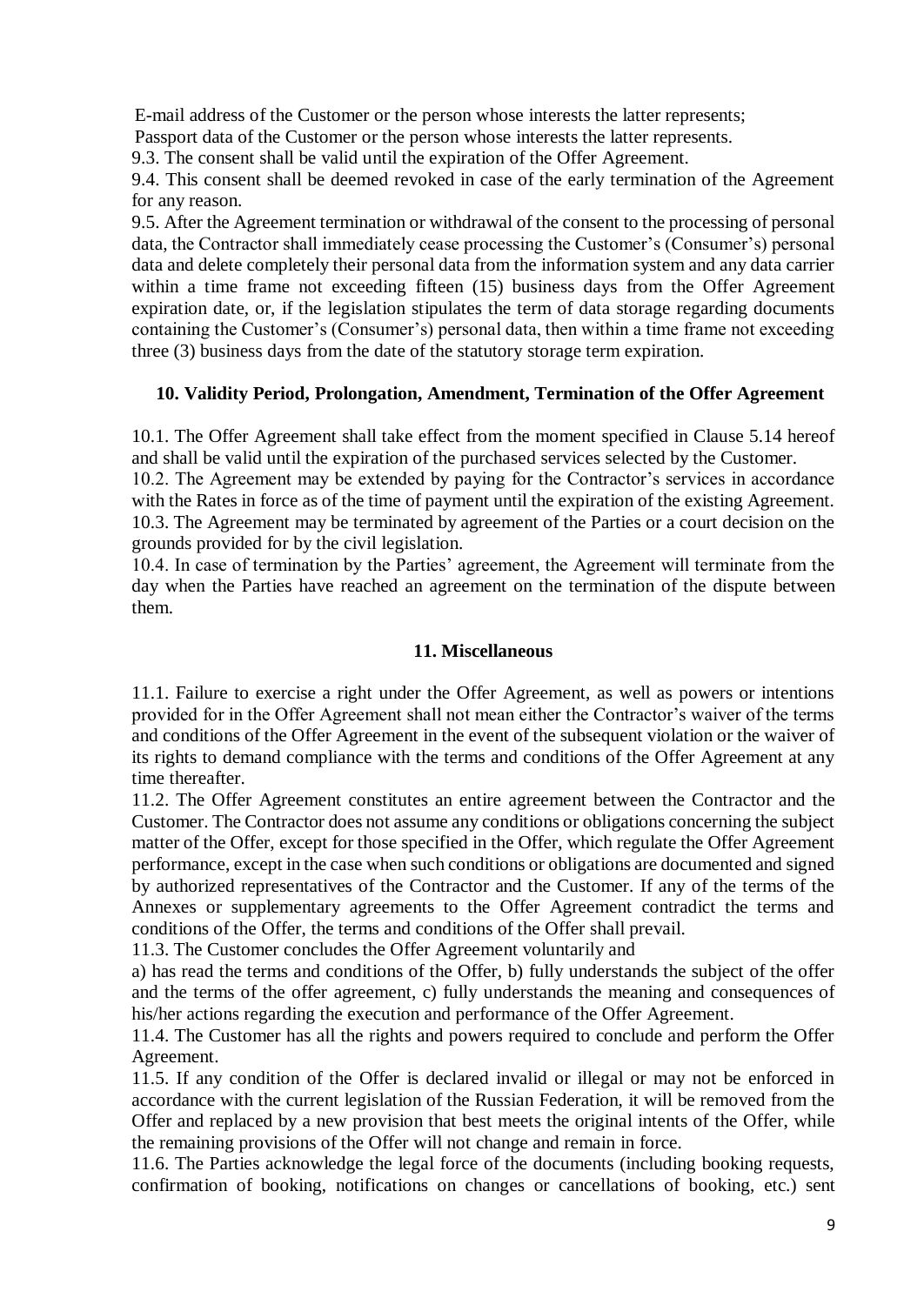E-mail address of the Customer or the person whose interests the latter represents;

Passport data of the Customer or the person whose interests the latter represents.

9.3. The consent shall be valid until the expiration of the Offer Agreement.

9.4. This consent shall be deemed revoked in case of the early termination of the Agreement for any reason.

9.5. After the Agreement termination or withdrawal of the consent to the processing of personal data, the Contractor shall immediately cease processing the Customer's (Consumer's) personal data and delete completely their personal data from the information system and any data carrier within a time frame not exceeding fifteen (15) business days from the Offer Agreement expiration date, or, if the legislation stipulates the term of data storage regarding documents containing the Customer's (Consumer's) personal data, then within a time frame not exceeding three (3) business days from the date of the statutory storage term expiration.

## 10. Validity Period, Prolongation, Amendment, Termination of the Offer Agreement

10.1. The Offer Agreement shall take effect from the moment specified in Clause 5.14 hereof and shall be valid until the expiration of the purchased services selected by the Customer.

10.2. The Agreement may be extended by paying for the Contractor's services in accordance with the Rates in force as of the time of payment until the expiration of the existing Agreement.

10.3. The Agreement may be terminated by agreement of the Parties or a court decision on the grounds provided for by the civil legislation.

10.4. In case of termination by the Parties' agreement, the Agreement will terminate from the day when the Parties have reached an agreement on the termination of the dispute between them.

## 11. Miscellaneous

11.1. Failure to exercise a right under the Offer Agreement, as well as powers or intentions provided for in the Offer Agreement shall not mean either the Contractor's waiver of the terms and conditions of the Offer Agreement in the event of the subsequent violation or the waiver of its rights to demand compliance with the terms and conditions of the Offer Agreement at any time thereafter.

11.2. The Offer Agreement constitutes an entire agreement between the Contractor and the Customer. The Contractor does not assume any conditions or obligations concerning the subject matter of the Offer, except for those specified in the Offer, which regulate the Offer Agreement performance, except in the case when such conditions or obligations are documented and signed by authorized representatives of the Contractor and the Customer. If any of the terms of the Annexes or supplementary agreements to the Offer Agreement contradict the terms and conditions of the Offer, the terms and conditions of the Offer shall prevail.

11.3. The Customer concludes the Offer Agreement voluntarily and

a) has read the terms and conditions of the Offer, b) fully understands the subject of the offer and the terms of the offer agreement, c) fully understands the meaning and consequences of his/her actions regarding the execution and performance of the Offer Agreement.

11.4. The Customer has all the rights and powers required to conclude and perform the Offer Agreement.

11.5. If any condition of the Offer is declared invalid or illegal or may not be enforced in accordance with the current legislation of the Russian Federation, it will be removed from the Offer and replaced by a new provision that best meets the original intents of the Offer, while the remaining provisions of the Offer will not change and remain in force.

11.6. The Parties acknowledge the legal force of the documents (including booking requests, confirmation of booking, notifications on changes or cancellations of booking, etc.) sent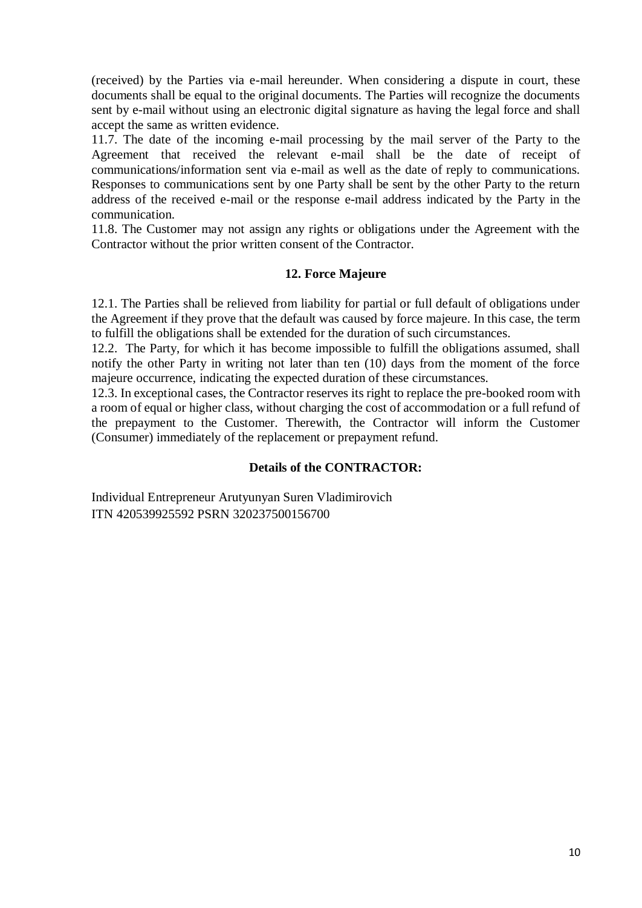(received) by the Parties via e-mail hereunder. When considering a dispute in court, these documents shall be equal to the original documents. The Parties will recognize the documents sent by e-mail without using an electronic digital signature as having the legal force and shall accept the same as written evidence.

11.7. The date of the incoming e-mail processing by the mail server of the Party to the Agreement that received the relevant e-mail shall be the date of receipt of communications/information sent via e-mail as well as the date of reply to communications. Responses to communications sent by one Party shall be sent by the other Party to the return address of the received e-mail or the response e-mail address indicated by the Party in the communication.

11.8. The Customer may not assign any rights or obligations under the Agreement with the Contractor without the prior written consent of the Contractor.

## 12. Force Majeure

12.1. The Parties shall be relieved from liability for partial or full default of obligations under the Agreement if they prove that the default was caused by force majeure. In this case, the term to fulfill the obligations shall be extended for the duration of such circumstances.

12.2. The Party, for which it has become impossible to fulfill the obligations assumed, shall notify the other Party in writing not later than ten (10) days from the moment of the force majeure occurrence, indicating the expected duration of these circumstances.

12.3. In exceptional cases, the Contractor reserves its right to replace the pre-booked room with a room of equal or higher class, without charging the cost of accommodation or a full refund of the prepayment to the Customer. Therewith, the Contractor will inform the Customer (Consumer) immediately of the replacement or prepayment refund.

## Details of the CONTRACTOR:

Individual Entrepreneur Arutyunyan Suren Vladimirovich
ITN 420539925592 PSRN 320237500156700